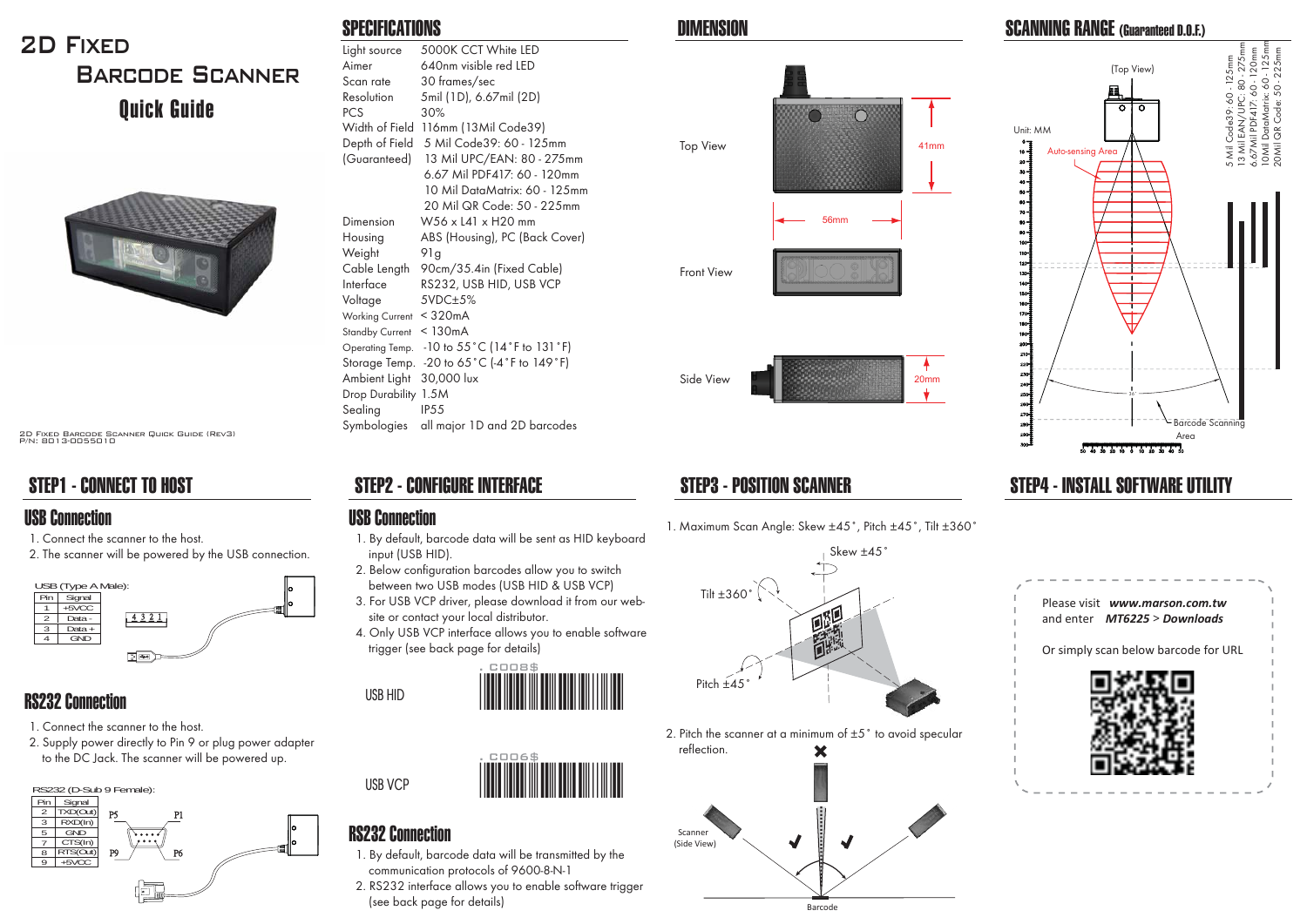# 2D Fixed Barcode Scanner

## Quick Guide

2D Fixed Barcode Scanner Quick Guide (Rev3)
P/N: 8013-0055010

## SPECIFICATIONS

| | |
|---|---|
| Light source | 5000K CCT White LED |
| Aimer | 640nm visible red LED |
| Scan rate | 30 frames/sec |
| Resolution | 5mil (1D), 6.67mil (2D) |
| PCS | 30% |
| Width of Field | 116mm (13Mil Code39) |
| Depth of Field (Guaranteed) | 5 Mil Code39: 60 - 125mm<br>13 Mil UPC/EAN: 80 - 275mm<br>6.67 Mil PDF417: 60 - 120mm<br>10 Mil DataMatrix: 60 - 125mm<br>20 Mil QR Code: 50 - 225mm |
| Dimension | W56 x L41 x H20 mm |
| Housing | ABS (Housing), PC (Back Cover) |
| Weight | 91g |
| Cable Length | 90cm/35.4in (Fixed Cable) |
| Interface | RS232, USB HID, USB VCP |
| Voltage | 5VDC±5% |
| Working Current | < 320mA |
| Standby Current | < 130mA |
| Operating Temp. | -10 to 55°C (14°F to 131°F) |
| Storage Temp. | -20 to 65°C (-4°F to 149°F) |
| Ambient Light | 30,000 lux |
| Drop Durability | 1.5M |
| Sealing | IP55 |
| Symbologies | all major 1D and 2D barcodes |

## DIMENSION

Top View — 41mm

Front View — 56mm

Side View — 20mm

## SCANNING RANGE (Guaranteed D.O.F.)

(Top View)

Unit: MM

Auto-sensing Area

Barcode Scanning Area

5 Mil Code39: 60 - 125mm
13 Mil EAN/UPC: 80 - 275mm
6.67Mil PDF417: 60 - 120mm
10Mil DataMatrix: 60 - 125mm
20Mil QR Code: 50 - 225mm

## STEP1 - CONNECT TO HOST

### USB Connection

1. Connect the scanner to the host.
2. The scanner will be powered by the USB connection.

USB (Type A Male):

| Pin | Signal |
|---|---|
| 1 | +5VDC |
| 2 | Data - |
| 3 | Data + |
| 4 | GND |

### RS232 Connection

1. Connect the scanner to the host.
2. Supply power directly to Pin 9 or plug power adapter to the DC Jack. The scanner will be powered up.

RS232 (D-Sub 9 Female):

| Pin | Signal |
|---|---|
| 2 | TXD(Out) |
| 3 | RXD(In) |
| 5 | GND |
| 7 | CTS(In) |
| 8 | RTS(Out) |
| 9 | +5VDC |

## STEP2 - CONFIGURE INTERFACE

### USB Connection

1. By default, barcode data will be sent as HID keyboard input (USB HID).
2. Below configuration barcodes allow you to switch between two USB modes (USB HID & USB VCP)
3. For USB VCP driver, please download it from our web-site or contact your local distributor.
4. Only USB VCP interface allows you to enable software trigger (see back page for details)

USB HID — .C008$

USB VCP — .C006$

### RS232 Connection

1. By default, barcode data will be transmitted by the communication protocols of 9600-8-N-1
2. RS232 interface allows you to enable software trigger (see back page for details)

## STEP3 - POSITION SCANNER

1. Maximum Scan Angle: Skew ±45°, Pitch ±45°, Tilt ±360°

Skew ±45° · Tilt ±360° · Pitch ±45°

2. Pitch the scanner at a minimum of ±5° to avoid specular reflection.

Scanner (Side View) · Barcode

## STEP4 - INSTALL SOFTWARE UTILITY

Please visit ***www.marson.com.tw*** and enter ***MT6225*** > ***Downloads***

Or simply scan below barcode for URL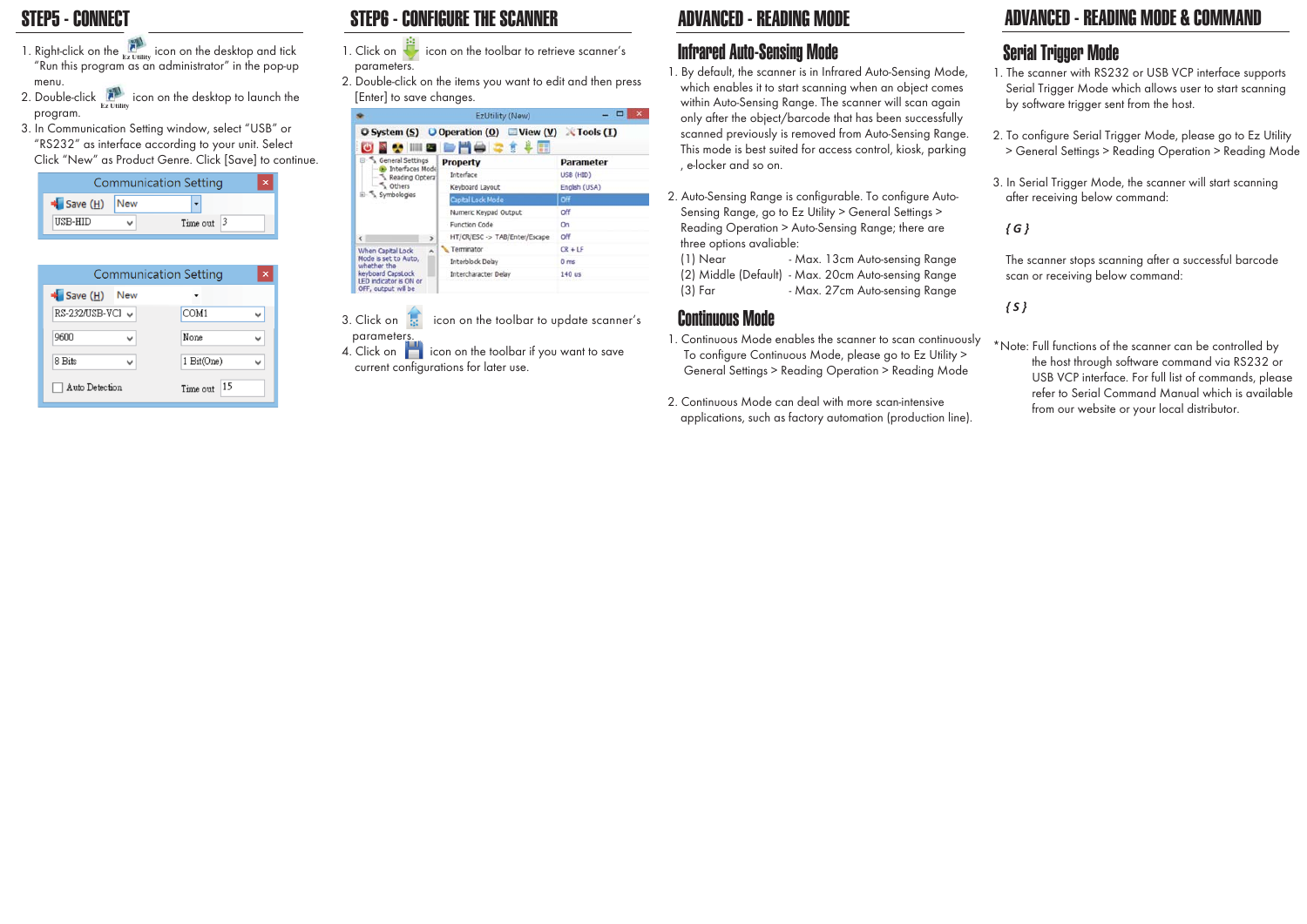## STEP5 - CONNECT

1. Right-click on the Ez Utility icon on the desktop and tick "Run this program as an administrator" in the pop-up menu.
2. Double-click Ez Utility icon on the desktop to launch the program.
3. In Communication Setting window, select "USB" or "RS232" as interface according to your unit. Select Click "New" as Product Genre. Click [Save] to continue.

Communication Setting
Save (H) New
USB-HID Time out 3

Communication Setting
Save (H) New
RS-232/USB-VCI COM1
9600 None
8 Bits 1 Bit(One)
Auto Detection Time out 15

## STEP6 - CONFIGURE THE SCANNER

1. Click on icon on the toolbar to retrieve scanner's parameters.
2. Double-click on the items you want to edit and then press [Enter] to save changes.

EzUtility (New)
System (S) Operation (O) View (V) Tools (T)

General Settings
Interfaces Mode
Reading Operation
Others
Symbologies

| Property | Parameter |
|---|---|
| Interface | USB (HID) |
| Keyboard Layout | English (USA) |
| Capital Lock Mode | Off |
| Numeric Keypad Output | Off |
| Function Code | On |
| HT/CR/ESC -> TAB/Enter/Escape | Off |
| Terminator | CR + LF |
| Interblock Delay | 0 ms |
| Intercharacter Delay | 140 us |

When Capital Lock Mode is set to Auto, whether the keyboard CapsLock LED indicator is ON or OFF, output will be

3. Click on icon on the toolbar to update scanner's parameters.
4. Click on icon on the toolbar if you want to save current configurations for later use.

## ADVANCED - READING MODE

### Infrared Auto-Sensing Mode

1. By default, the scanner is in Infrared Auto-Sensing Mode, which enables it to start scanning when an object comes within Auto-Sensing Range. The scanner will scan again only after the object/barcode that has been successfully scanned previously is removed from Auto-Sensing Range. This mode is best suited for access control, kiosk, parking , e-locker and so on.

2. Auto-Sensing Range is configurable. To configure Auto-Sensing Range, go to Ez Utility > General Settings > Reading Operation > Auto-Sensing Range; there are three options avaliable:
   (1) Near - Max. 13cm Auto-sensing Range
   (2) Middle (Default) - Max. 20cm Auto-sensing Range
   (3) Far - Max. 27cm Auto-sensing Range

### Continuous Mode

1. Continuous Mode enables the scanner to scan continuously To configure Continuous Mode, please go to Ez Utility > General Settings > Reading Operation > Reading Mode

2. Continuous Mode can deal with more scan-intensive applications, such as factory automation (production line).

## ADVANCED - READING MODE & COMMAND

### Serial Trigger Mode

1. The scanner with RS232 or USB VCP interface supports Serial Trigger Mode which allows user to start scanning by software trigger sent from the host.

2. To configure Serial Trigger Mode, please go to Ez Utility > General Settings > Reading Operation > Reading Mode

3. In Serial Trigger Mode, the scanner will start scanning after receiving below command:

   *{ G }*

   The scanner stops scanning after a successful barcode scan or receiving below command:

   *{ S }*

*Note: Full functions of the scanner can be controlled by the host through software command via RS232 or USB VCP interface. For full list of commands, please refer to Serial Command Manual which is available from our website or your local distributor.